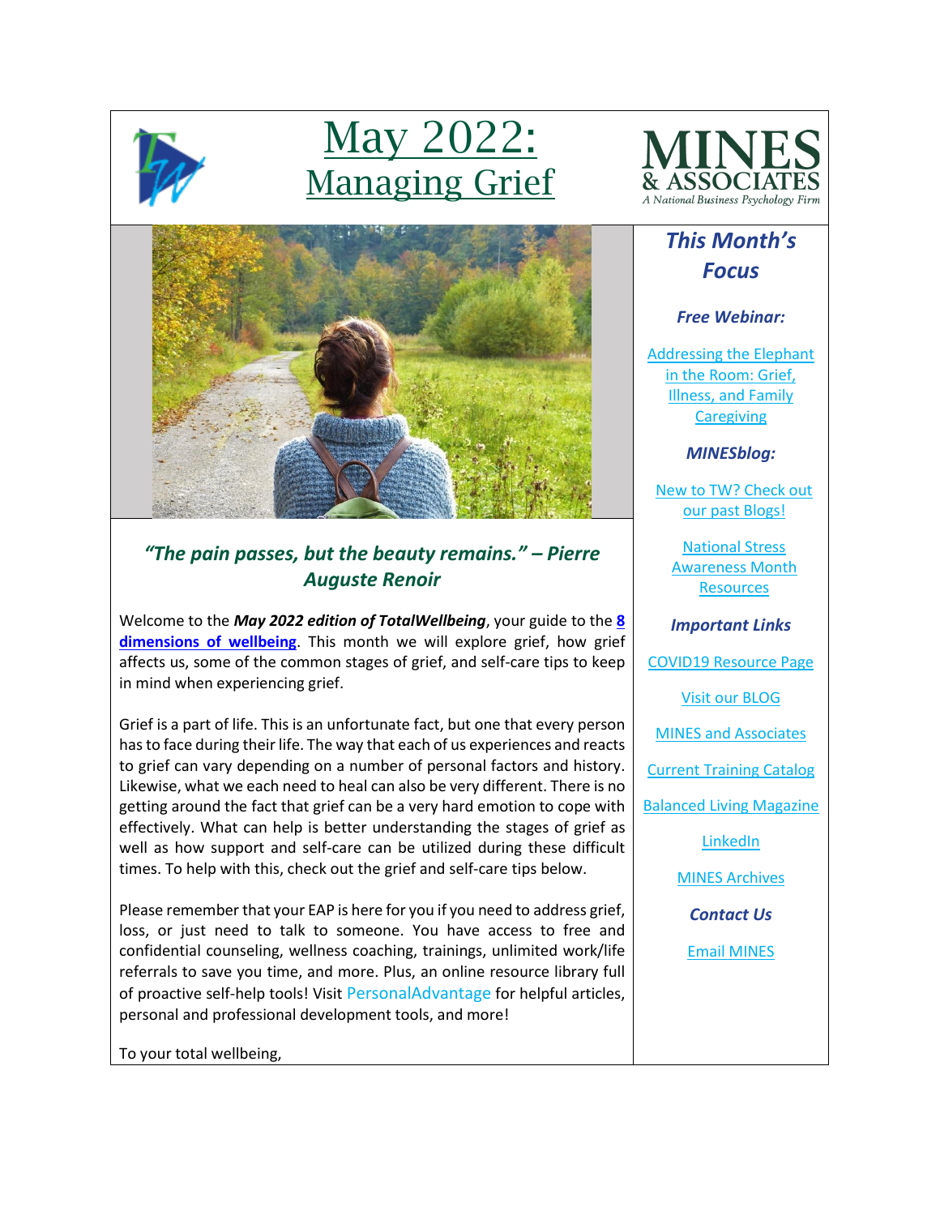# May 2022: Managing Grief

MINES & ASSOCIATES
*A National Business Psychology Firm*

***"The pain passes, but the beauty remains." – Pierre Auguste Renoir***

Welcome to the ***May 2022 edition of TotalWellbeing***, your guide to the **8 dimensions of wellbeing**. This month we will explore grief, how grief affects us, some of the common stages of grief, and self-care tips to keep in mind when experiencing grief.

Grief is a part of life. This is an unfortunate fact, but one that every person has to face during their life. The way that each of us experiences and reacts to grief can vary depending on a number of personal factors and history. Likewise, what we each need to heal can also be very different. There is no getting around the fact that grief can be a very hard emotion to cope with effectively. What can help is better understanding the stages of grief as well as how support and self-care can be utilized during these difficult times. To help with this, check out the grief and self-care tips below.

Please remember that your EAP is here for you if you need to address grief, loss, or just need to talk to someone. You have access to free and confidential counseling, wellness coaching, trainings, unlimited work/life referrals to save you time, and more. Plus, an online resource library full of proactive self-help tools! Visit PersonalAdvantage for helpful articles, personal and professional development tools, and more!

To your total wellbeing,

## *This Month's Focus*

***Free Webinar:***

Addressing the Elephant in the Room: Grief, Illness, and Family Caregiving

***MINESblog:***

New to TW? Check out our past Blogs!

National Stress Awareness Month Resources

***Important Links***

COVID19 Resource Page

Visit our BLOG

MINES and Associates

Current Training Catalog

Balanced Living Magazine

LinkedIn

MINES Archives

***Contact Us***

Email MINES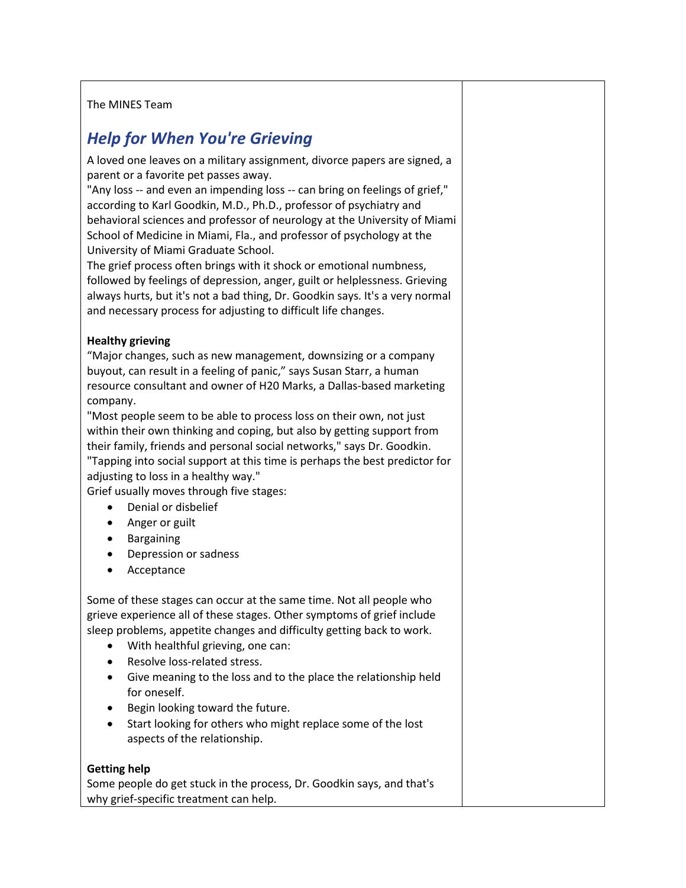The MINES Team

## *Help for When You're Grieving*

A loved one leaves on a military assignment, divorce papers are signed, a parent or a favorite pet passes away.

"Any loss -- and even an impending loss -- can bring on feelings of grief," according to Karl Goodkin, M.D., Ph.D., professor of psychiatry and behavioral sciences and professor of neurology at the University of Miami School of Medicine in Miami, Fla., and professor of psychology at the University of Miami Graduate School.

The grief process often brings with it shock or emotional numbness, followed by feelings of depression, anger, guilt or helplessness. Grieving always hurts, but it's not a bad thing, Dr. Goodkin says. It's a very normal and necessary process for adjusting to difficult life changes.

**Healthy grieving**

"Major changes, such as new management, downsizing or a company buyout, can result in a feeling of panic," says Susan Starr, a human resource consultant and owner of H20 Marks, a Dallas-based marketing company.

"Most people seem to be able to process loss on their own, not just within their own thinking and coping, but also by getting support from their family, friends and personal social networks," says Dr. Goodkin. "Tapping into social support at this time is perhaps the best predictor for adjusting to loss in a healthy way."

Grief usually moves through five stages:

- Denial or disbelief
- Anger or guilt
- Bargaining
- Depression or sadness
- Acceptance

Some of these stages can occur at the same time. Not all people who grieve experience all of these stages. Other symptoms of grief include sleep problems, appetite changes and difficulty getting back to work.

- With healthful grieving, one can:
- Resolve loss-related stress.
- Give meaning to the loss and to the place the relationship held for oneself.
- Begin looking toward the future.
- Start looking for others who might replace some of the lost aspects of the relationship.

**Getting help**

Some people do get stuck in the process, Dr. Goodkin says, and that's why grief-specific treatment can help.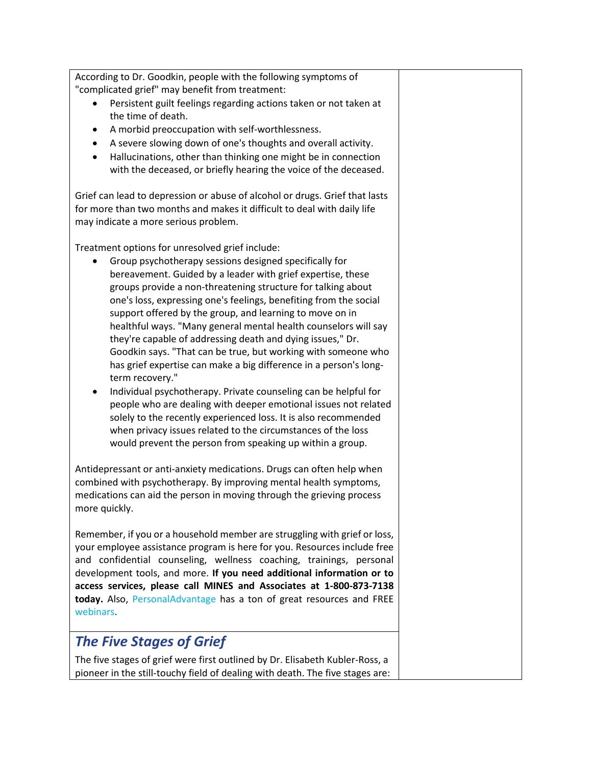According to Dr. Goodkin, people with the following symptoms of "complicated grief" may benefit from treatment:

- Persistent guilt feelings regarding actions taken or not taken at the time of death.
- A morbid preoccupation with self-worthlessness.
- A severe slowing down of one's thoughts and overall activity.
- Hallucinations, other than thinking one might be in connection with the deceased, or briefly hearing the voice of the deceased.

Grief can lead to depression or abuse of alcohol or drugs. Grief that lasts for more than two months and makes it difficult to deal with daily life may indicate a more serious problem.

Treatment options for unresolved grief include:

- Group psychotherapy sessions designed specifically for bereavement. Guided by a leader with grief expertise, these groups provide a non-threatening structure for talking about one's loss, expressing one's feelings, benefiting from the social support offered by the group, and learning to move on in healthful ways. "Many general mental health counselors will say they're capable of addressing death and dying issues," Dr. Goodkin says. "That can be true, but working with someone who has grief expertise can make a big difference in a person's long-term recovery."
- Individual psychotherapy. Private counseling can be helpful for people who are dealing with deeper emotional issues not related solely to the recently experienced loss. It is also recommended when privacy issues related to the circumstances of the loss would prevent the person from speaking up within a group.

Antidepressant or anti-anxiety medications. Drugs can often help when combined with psychotherapy. By improving mental health symptoms, medications can aid the person in moving through the grieving process more quickly.

Remember, if you or a household member are struggling with grief or loss, your employee assistance program is here for you. Resources include free and confidential counseling, wellness coaching, trainings, personal development tools, and more. **If you need additional information or to access services, please call MINES and Associates at 1-800-873-7138 today.** Also, PersonalAdvantage has a ton of great resources and FREE webinars.

## *The Five Stages of Grief*

The five stages of grief were first outlined by Dr. Elisabeth Kubler-Ross, a pioneer in the still-touchy field of dealing with death. The five stages are: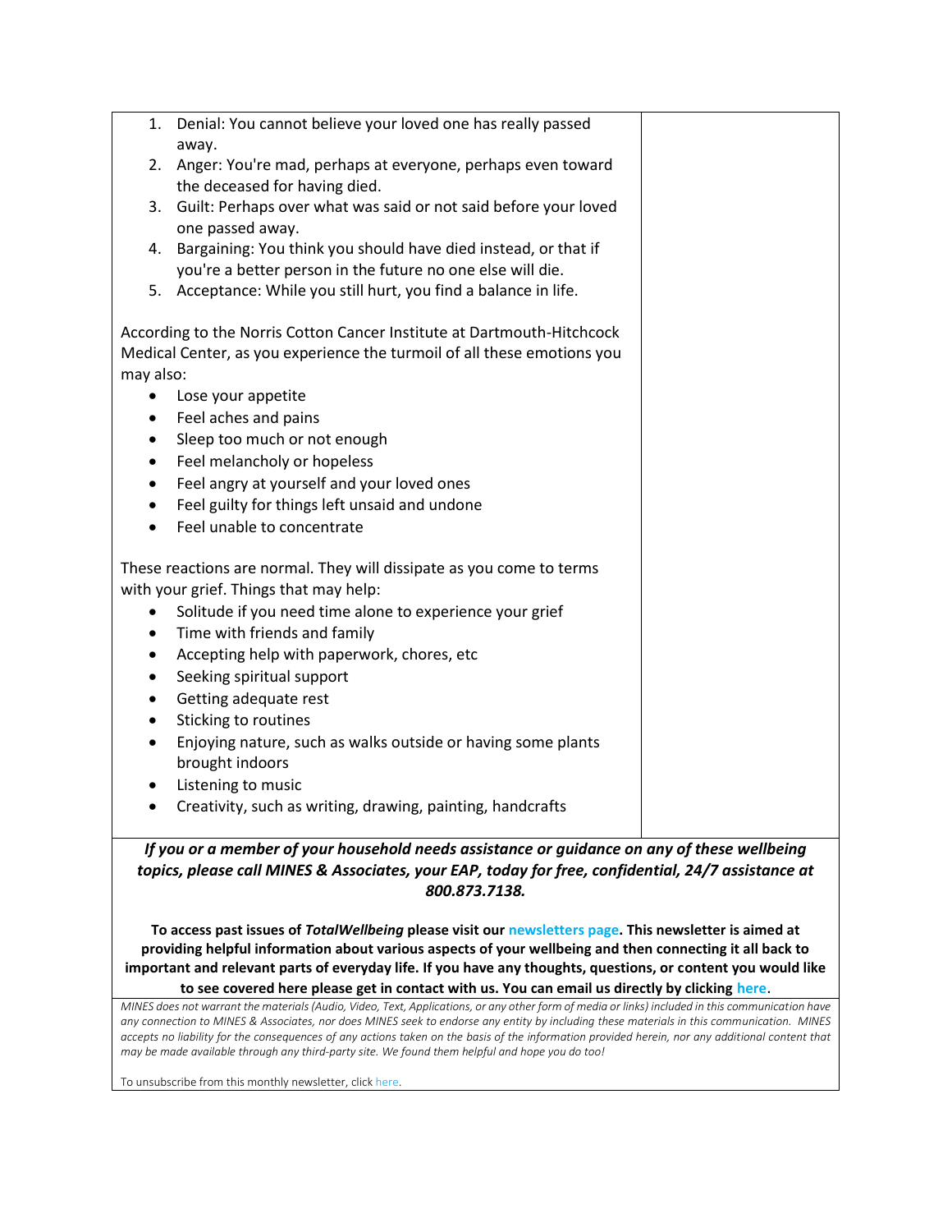1. Denial: You cannot believe your loved one has really passed away.
2. Anger: You're mad, perhaps at everyone, perhaps even toward the deceased for having died.
3. Guilt: Perhaps over what was said or not said before your loved one passed away.
4. Bargaining: You think you should have died instead, or that if you're a better person in the future no one else will die.
5. Acceptance: While you still hurt, you find a balance in life.

According to the Norris Cotton Cancer Institute at Dartmouth-Hitchcock Medical Center, as you experience the turmoil of all these emotions you may also:

- Lose your appetite
- Feel aches and pains
- Sleep too much or not enough
- Feel melancholy or hopeless
- Feel angry at yourself and your loved ones
- Feel guilty for things left unsaid and undone
- Feel unable to concentrate

These reactions are normal. They will dissipate as you come to terms with your grief. Things that may help:

- Solitude if you need time alone to experience your grief
- Time with friends and family
- Accepting help with paperwork, chores, etc
- Seeking spiritual support
- Getting adequate rest
- Sticking to routines
- Enjoying nature, such as walks outside or having some plants brought indoors
- Listening to music
- Creativity, such as writing, drawing, painting, handcrafts

***If you or a member of your household needs assistance or guidance on any of these wellbeing topics, please call MINES & Associates, your EAP, today for free, confidential, 24/7 assistance at 800.873.7138.***

**To access past issues of *TotalWellbeing* please visit our newsletters page. This newsletter is aimed at providing helpful information about various aspects of your wellbeing and then connecting it all back to important and relevant parts of everyday life. If you have any thoughts, questions, or content you would like to see covered here please get in contact with us. You can email us directly by clicking here.**

*MINES does not warrant the materials (Audio, Video, Text, Applications, or any other form of media or links) included in this communication have any connection to MINES & Associates, nor does MINES seek to endorse any entity by including these materials in this communication. MINES accepts no liability for the consequences of any actions taken on the basis of the information provided herein, nor any additional content that may be made available through any third-party site. We found them helpful and hope you do too!*

To unsubscribe from this monthly newsletter, click here.